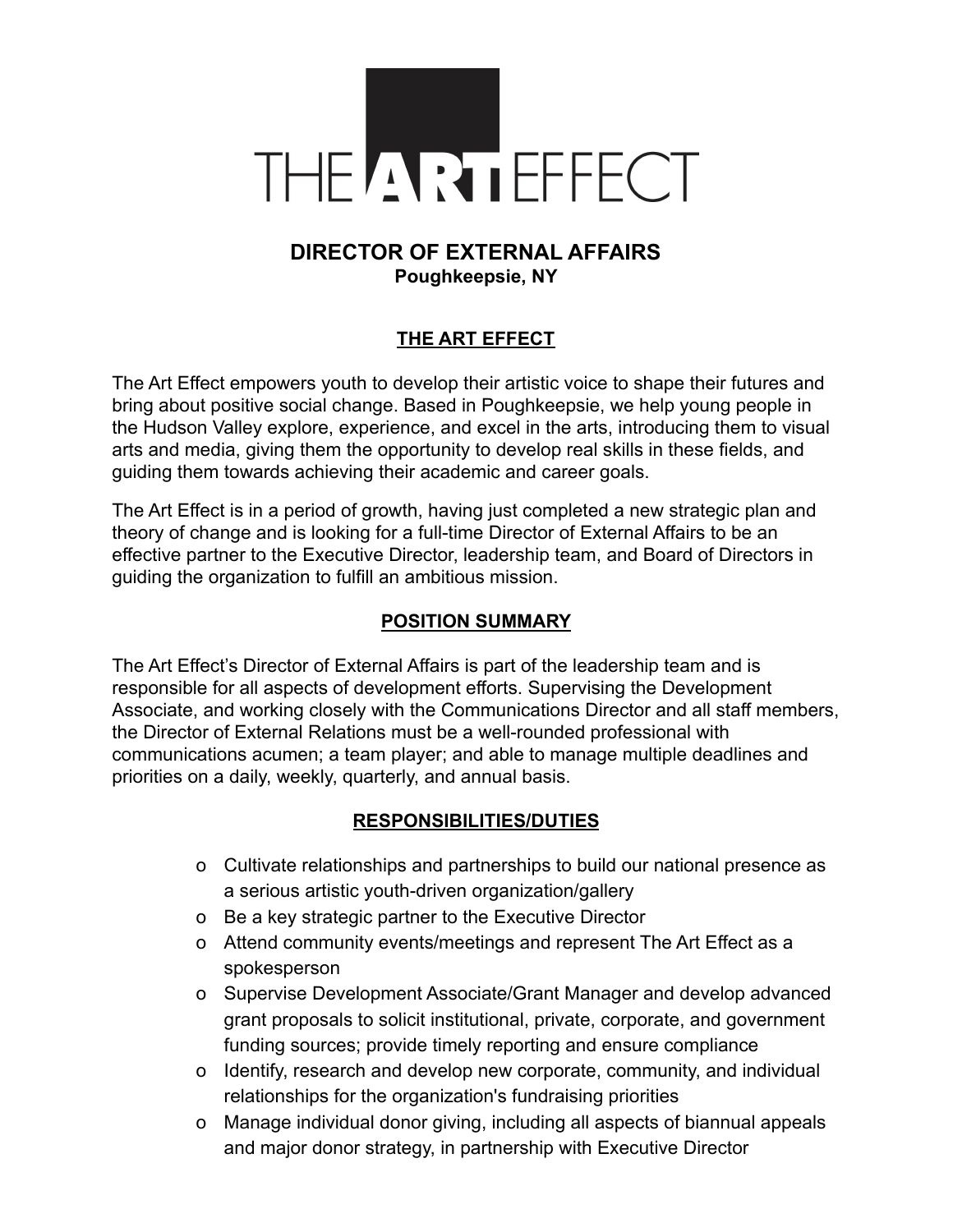THE ART EFFECT

# DIRECTOR OF EXTERNAL AFFAIRS

**Poughkeepsie, NY**

## THE ART EFFECT

The Art Effect empowers youth to develop their artistic voice to shape their futures and bring about positive social change. Based in Poughkeepsie, we help young people in the Hudson Valley explore, experience, and excel in the arts, introducing them to visual arts and media, giving them the opportunity to develop real skills in these fields, and guiding them towards achieving their academic and career goals.

The Art Effect is in a period of growth, having just completed a new strategic plan and theory of change and is looking for a full-time Director of External Affairs to be an effective partner to the Executive Director, leadership team, and Board of Directors in guiding the organization to fulfill an ambitious mission.

## POSITION SUMMARY

The Art Effect's Director of External Affairs is part of the leadership team and is responsible for all aspects of development efforts. Supervising the Development Associate, and working closely with the Communications Director and all staff members, the Director of External Relations must be a well-rounded professional with communications acumen; a team player; and able to manage multiple deadlines and priorities on a daily, weekly, quarterly, and annual basis.

## RESPONSIBILITIES/DUTIES

- Cultivate relationships and partnerships to build our national presence as a serious artistic youth-driven organization/gallery
- Be a key strategic partner to the Executive Director
- Attend community events/meetings and represent The Art Effect as a spokesperson
- Supervise Development Associate/Grant Manager and develop advanced grant proposals to solicit institutional, private, corporate, and government funding sources; provide timely reporting and ensure compliance
- Identify, research and develop new corporate, community, and individual relationships for the organization's fundraising priorities
- Manage individual donor giving, including all aspects of biannual appeals and major donor strategy, in partnership with Executive Director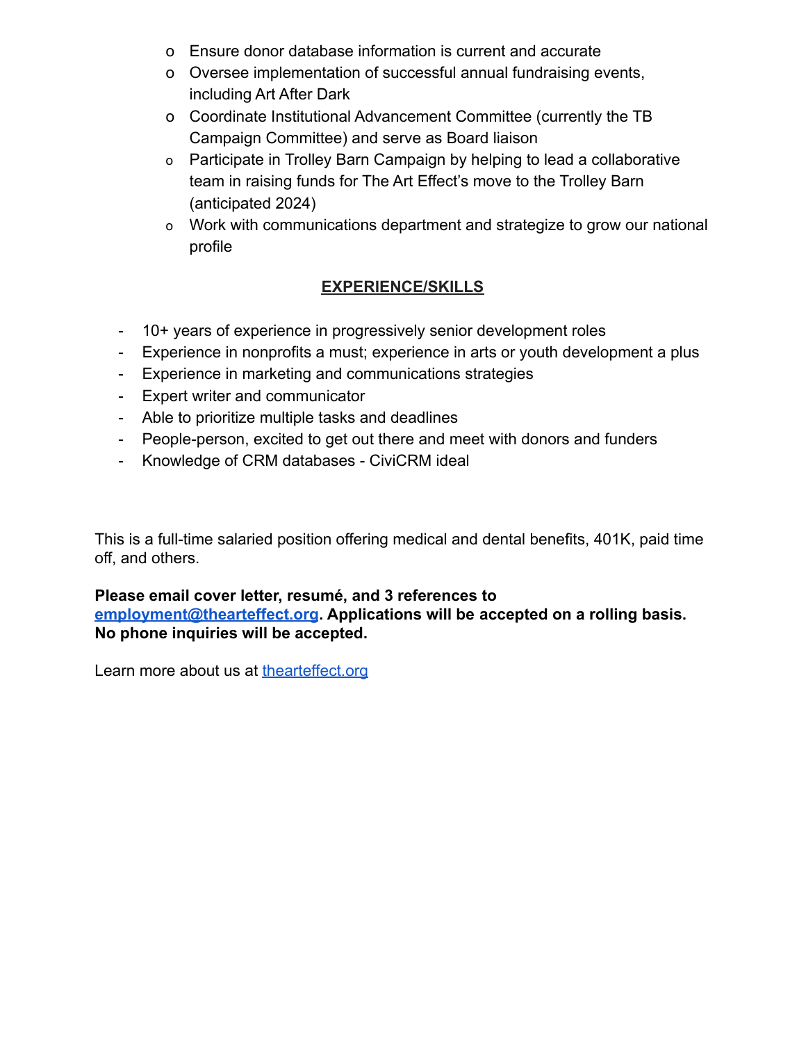- Ensure donor database information is current and accurate
- Oversee implementation of successful annual fundraising events, including Art After Dark
- Coordinate Institutional Advancement Committee (currently the TB Campaign Committee) and serve as Board liaison
- Participate in Trolley Barn Campaign by helping to lead a collaborative team in raising funds for The Art Effect's move to the Trolley Barn (anticipated 2024)
- Work with communications department and strategize to grow our national profile

## EXPERIENCE/SKILLS

- 10+ years of experience in progressively senior development roles
- Experience in nonprofits a must; experience in arts or youth development a plus
- Experience in marketing and communications strategies
- Expert writer and communicator
- Able to prioritize multiple tasks and deadlines
- People-person, excited to get out there and meet with donors and funders
- Knowledge of CRM databases - CiviCRM ideal

This is a full-time salaried position offering medical and dental benefits, 401K, paid time off, and others.

**Please email cover letter, resumé, and 3 references to [employment@thearteffect.org](mailto:employment@thearteffect.org). Applications will be accepted on a rolling basis. No phone inquiries will be accepted.**

Learn more about us at [thearteffect.org](https://thearteffect.org)